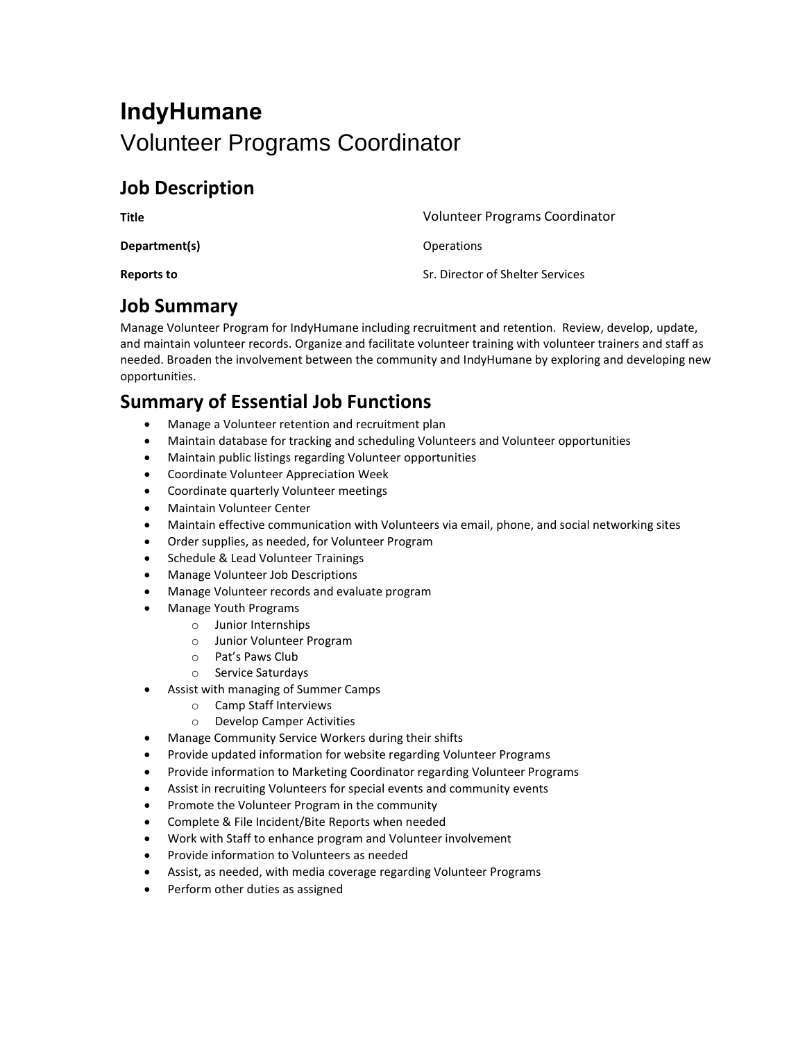# IndyHumane

Volunteer Programs Coordinator

## Job Description

| | |
|---|---|
| **Title** | Volunteer Programs Coordinator |
| **Department(s)** | Operations |
| **Reports to** | Sr. Director of Shelter Services |

## Job Summary

Manage Volunteer Program for IndyHumane including recruitment and retention. Review, develop, update, and maintain volunteer records. Organize and facilitate volunteer training with volunteer trainers and staff as needed. Broaden the involvement between the community and IndyHumane by exploring and developing new opportunities.

## Summary of Essential Job Functions

- Manage a Volunteer retention and recruitment plan
- Maintain database for tracking and scheduling Volunteers and Volunteer opportunities
- Maintain public listings regarding Volunteer opportunities
- Coordinate Volunteer Appreciation Week
- Coordinate quarterly Volunteer meetings
- Maintain Volunteer Center
- Maintain effective communication with Volunteers via email, phone, and social networking sites
- Order supplies, as needed, for Volunteer Program
- Schedule & Lead Volunteer Trainings
- Manage Volunteer Job Descriptions
- Manage Volunteer records and evaluate program
- Manage Youth Programs
  - Junior Internships
  - Junior Volunteer Program
  - Pat's Paws Club
  - Service Saturdays
- Assist with managing of Summer Camps
  - Camp Staff Interviews
  - Develop Camper Activities
- Manage Community Service Workers during their shifts
- Provide updated information for website regarding Volunteer Programs
- Provide information to Marketing Coordinator regarding Volunteer Programs
- Assist in recruiting Volunteers for special events and community events
- Promote the Volunteer Program in the community
- Complete & File Incident/Bite Reports when needed
- Work with Staff to enhance program and Volunteer involvement
- Provide information to Volunteers as needed
- Assist, as needed, with media coverage regarding Volunteer Programs
- Perform other duties as assigned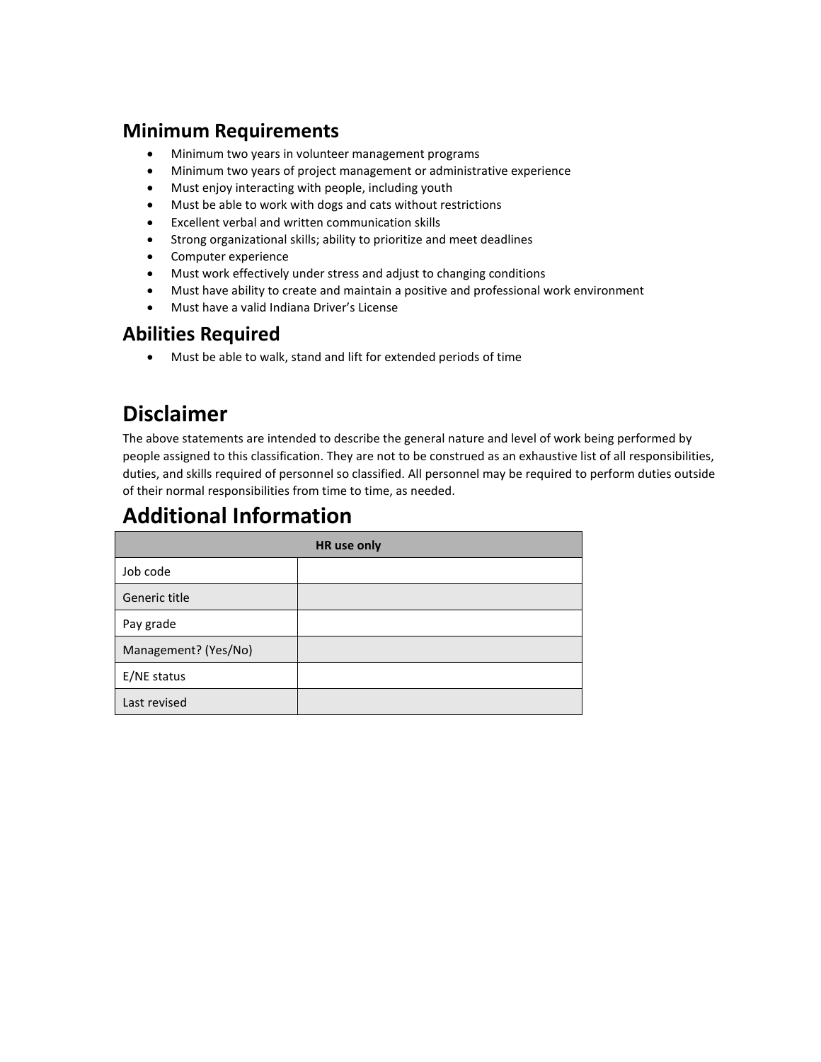## Minimum Requirements

- Minimum two years in volunteer management programs
- Minimum two years of project management or administrative experience
- Must enjoy interacting with people, including youth
- Must be able to work with dogs and cats without restrictions
- Excellent verbal and written communication skills
- Strong organizational skills; ability to prioritize and meet deadlines
- Computer experience
- Must work effectively under stress and adjust to changing conditions
- Must have ability to create and maintain a positive and professional work environment
- Must have a valid Indiana Driver's License

## Abilities Required

- Must be able to walk, stand and lift for extended periods of time

# Disclaimer

The above statements are intended to describe the general nature and level of work being performed by people assigned to this classification. They are not to be construed as an exhaustive list of all responsibilities, duties, and skills required of personnel so classified. All personnel may be required to perform duties outside of their normal responsibilities from time to time, as needed.

# Additional Information

| HR use only | |
|---|---|
| Job code | |
| Generic title | |
| Pay grade | |
| Management? (Yes/No) | |
| E/NE status | |
| Last revised | |